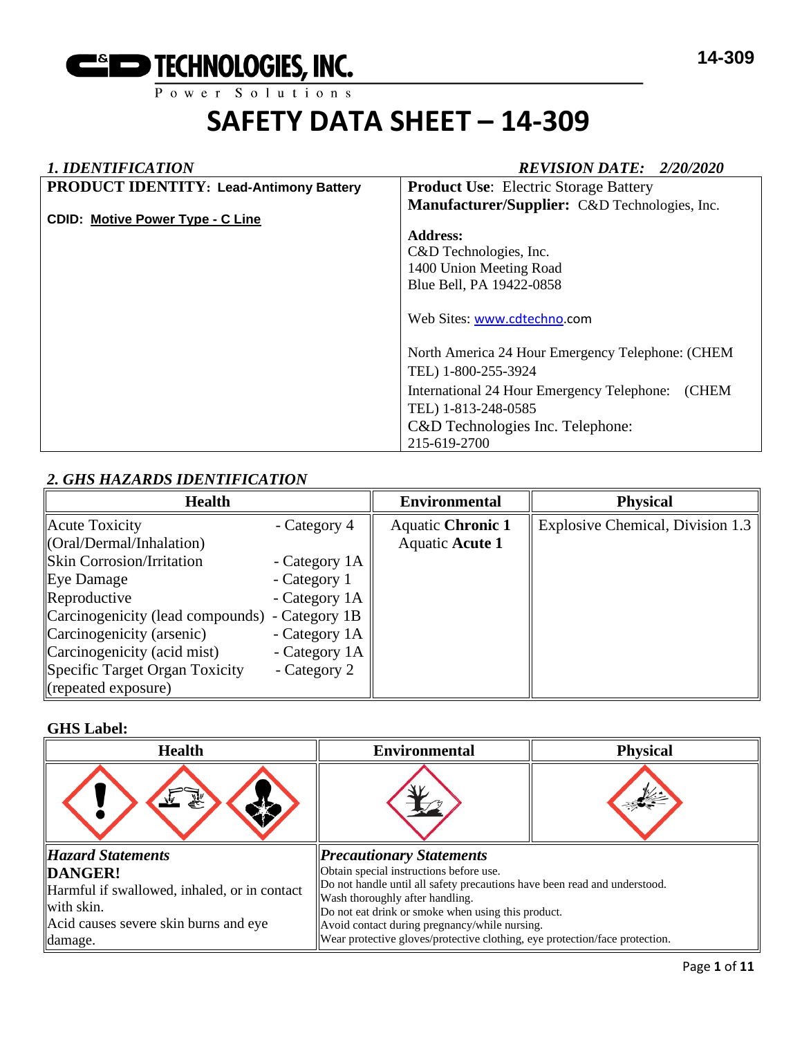# C&D TECHNOLOGIES, INC.

Power Solutions

14-309

# SAFETY DATA SHEET – 14-309

## 1. IDENTIFICATION

*REVISION DATE: 2/20/2020*

| **PRODUCT IDENTITY: Lead-Antimony Battery** | **Product Use**: Electric Storage Battery |
|---|---|
| **CDID: Motive Power Type - C Line** | **Manufacturer/Supplier:** C&D Technologies, Inc. |
| | **Address:** C&D Technologies, Inc. 1400 Union Meeting Road Blue Bell, PA 19422-0858 |
| | Web Sites: www.cdtechno.com |
| | North America 24 Hour Emergency Telephone: (CHEM TEL) 1-800-255-3924 |
| | International 24 Hour Emergency Telephone: (CHEM TEL) 1-813-248-0585 |
| | C&D Technologies Inc. Telephone: 215-619-2700 |

## 2. GHS HAZARDS IDENTIFICATION

| Health | | Environmental | Physical |
|---|---|---|---|
| Acute Toxicity (Oral/Dermal/Inhalation) | - Category 4 | Aquatic **Chronic 1** | Explosive Chemical, Division 1.3 |
| Skin Corrosion/Irritation | - Category 1A | Aquatic **Acute 1** | |
| Eye Damage | - Category 1 | | |
| Reproductive | - Category 1A | | |
| Carcinogenicity (lead compounds) | - Category 1B | | |
| Carcinogenicity (arsenic) | - Category 1A | | |
| Carcinogenicity (acid mist) | - Category 1A | | |
| Specific Target Organ Toxicity (repeated exposure) | - Category 2 | | |

**GHS Label:**

| Health | Environmental | Physical |
|---|---|---|
| | | |

| *Hazard Statements* | *Precautionary Statements* |
|---|---|
| **DANGER!** Harmful if swallowed, inhaled, or in contact with skin. Acid causes severe skin burns and eye damage. | Obtain special instructions before use. Do not handle until all safety precautions have been read and understood. Wash thoroughly after handling. Do not eat drink or smoke when using this product. Avoid contact during pregnancy/while nursing. Wear protective gloves/protective clothing, eye protection/face protection. |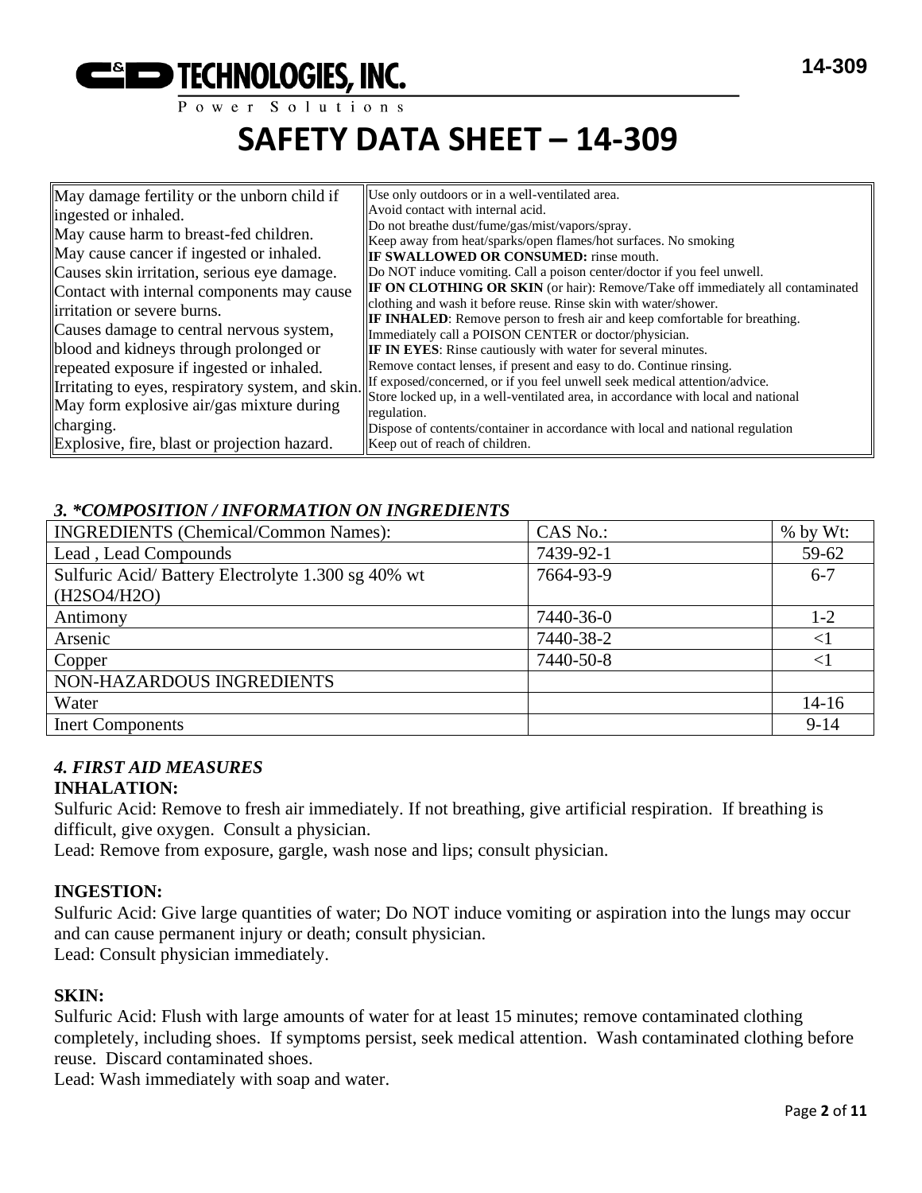# SAFETY DATA SHEET – 14-309

| May damage fertility or the unborn child if ingested or inhaled.<br>May cause harm to breast-fed children.<br>May cause cancer if ingested or inhaled.<br>Causes skin irritation, serious eye damage.<br>Contact with internal components may cause irritation or severe burns.<br>Causes damage to central nervous system, blood and kidneys through prolonged or repeated exposure if ingested or inhaled.<br>Irritating to eyes, respiratory system, and skin.<br>May form explosive air/gas mixture during charging.<br>Explosive, fire, blast or projection hazard. | Use only outdoors or in a well-ventilated area.<br>Avoid contact with internal acid.<br>Do not breathe dust/fume/gas/mist/vapors/spray.<br>Keep away from heat/sparks/open flames/hot surfaces. No smoking<br>**IF SWALLOWED OR CONSUMED:** rinse mouth.<br>Do NOT induce vomiting. Call a poison center/doctor if you feel unwell.<br>**IF ON CLOTHING OR SKIN** (or hair): Remove/Take off immediately all contaminated clothing and wash it before reuse. Rinse skin with water/shower.<br>**IF INHALED**: Remove person to fresh air and keep comfortable for breathing.<br>Immediately call a POISON CENTER or doctor/physician.<br>**IF IN EYES**: Rinse cautiously with water for several minutes.<br>Remove contact lenses, if present and easy to do. Continue rinsing.<br>If exposed/concerned, or if you feel unwell seek medical attention/advice.<br>Store locked up, in a well-ventilated area, in accordance with local and national regulation.<br>Dispose of contents/container in accordance with local and national regulation<br>Keep out of reach of children. |
|---|---|

### *3. *COMPOSITION / INFORMATION ON INGREDIENTS*

| INGREDIENTS (Chemical/Common Names): | CAS No.: | % by Wt: |
|---|---|---|
| Lead , Lead Compounds | 7439-92-1 | 59-62 |
| Sulfuric Acid/ Battery Electrolyte 1.300 sg 40% wt ($H_2SO_4$/$H_2O$) | 7664-93-9 | 6-7 |
| Antimony | 7440-36-0 | 1-2 |
| Arsenic | 7440-38-2 | <1 |
| Copper | 7440-50-8 | <1 |
| NON-HAZARDOUS INGREDIENTS | | |
| Water | | 14-16 |
| Inert Components | | 9-14 |

### *4. FIRST AID MEASURES*

**INHALATION:**

Sulfuric Acid: Remove to fresh air immediately. If not breathing, give artificial respiration. If breathing is difficult, give oxygen. Consult a physician.

Lead: Remove from exposure, gargle, wash nose and lips; consult physician.

**INGESTION:**

Sulfuric Acid: Give large quantities of water; Do NOT induce vomiting or aspiration into the lungs may occur and can cause permanent injury or death; consult physician.

Lead: Consult physician immediately.

**SKIN:**

Sulfuric Acid: Flush with large amounts of water for at least 15 minutes; remove contaminated clothing completely, including shoes. If symptoms persist, seek medical attention. Wash contaminated clothing before reuse. Discard contaminated shoes.

Lead: Wash immediately with soap and water.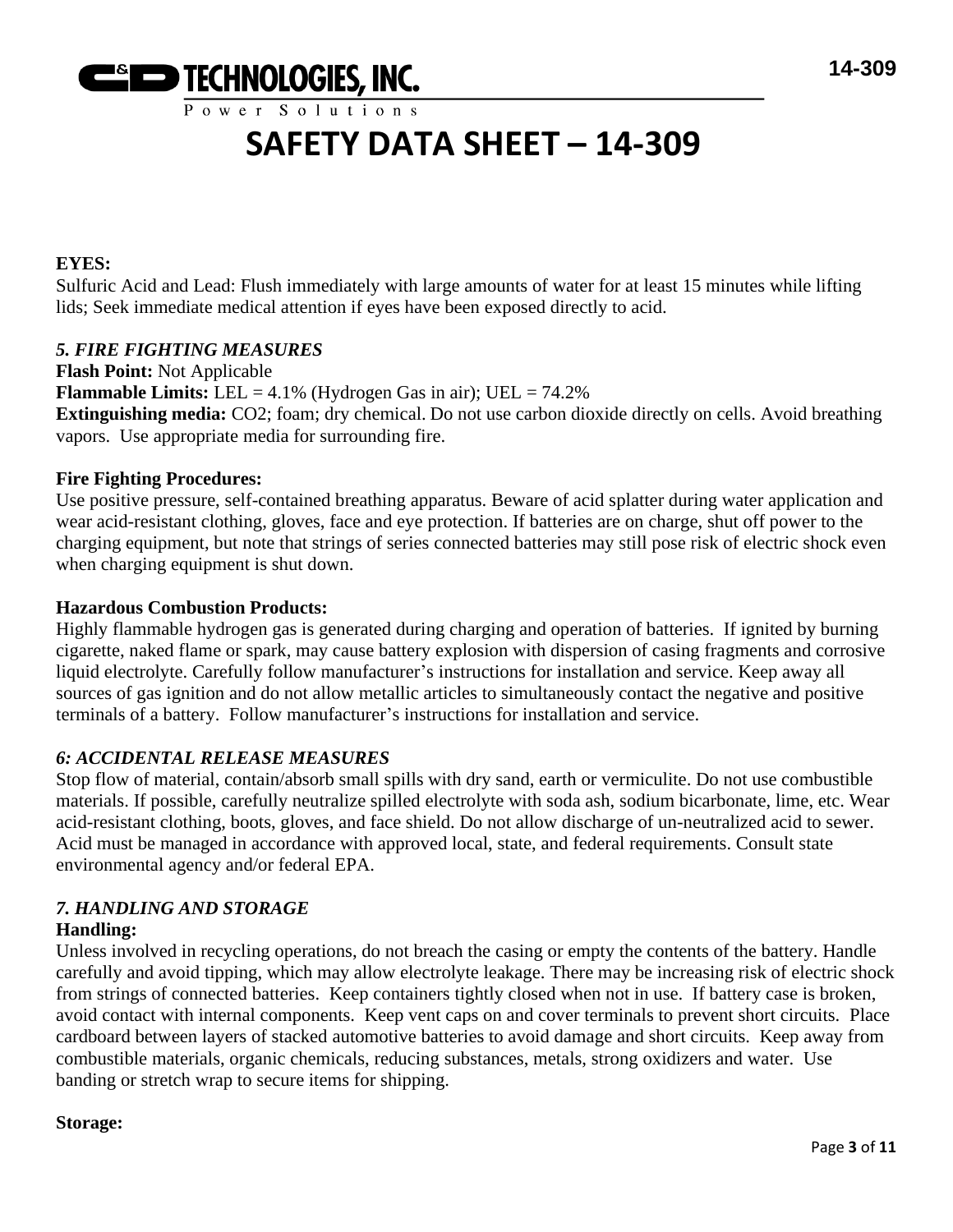**EYES:**
Sulfuric Acid and Lead: Flush immediately with large amounts of water for at least 15 minutes while lifting lids; Seek immediate medical attention if eyes have been exposed directly to acid.

### *5. FIRE FIGHTING MEASURES*

**Flash Point:** Not Applicable
**Flammable Limits:** LEL = 4.1% (Hydrogen Gas in air); UEL = 74.2%
**Extinguishing media:** $CO_2$; foam; dry chemical. Do not use carbon dioxide directly on cells. Avoid breathing vapors. Use appropriate media for surrounding fire.

**Fire Fighting Procedures:**
Use positive pressure, self-contained breathing apparatus. Beware of acid splatter during water application and wear acid-resistant clothing, gloves, face and eye protection. If batteries are on charge, shut off power to the charging equipment, but note that strings of series connected batteries may still pose risk of electric shock even when charging equipment is shut down.

**Hazardous Combustion Products:**
Highly flammable hydrogen gas is generated during charging and operation of batteries. If ignited by burning cigarette, naked flame or spark, may cause battery explosion with dispersion of casing fragments and corrosive liquid electrolyte. Carefully follow manufacturer's instructions for installation and service. Keep away all sources of gas ignition and do not allow metallic articles to simultaneously contact the negative and positive terminals of a battery. Follow manufacturer's instructions for installation and service.

### *6: ACCIDENTAL RELEASE MEASURES*

Stop flow of material, contain/absorb small spills with dry sand, earth or vermiculite. Do not use combustible materials. If possible, carefully neutralize spilled electrolyte with soda ash, sodium bicarbonate, lime, etc. Wear acid-resistant clothing, boots, gloves, and face shield. Do not allow discharge of un-neutralized acid to sewer. Acid must be managed in accordance with approved local, state, and federal requirements. Consult state environmental agency and/or federal EPA.

### *7. HANDLING AND STORAGE*

**Handling:**
Unless involved in recycling operations, do not breach the casing or empty the contents of the battery. Handle carefully and avoid tipping, which may allow electrolyte leakage. There may be increasing risk of electric shock from strings of connected batteries. Keep containers tightly closed when not in use. If battery case is broken, avoid contact with internal components. Keep vent caps on and cover terminals to prevent short circuits. Place cardboard between layers of stacked automotive batteries to avoid damage and short circuits. Keep away from combustible materials, organic chemicals, reducing substances, metals, strong oxidizers and water. Use banding or stretch wrap to secure items for shipping.

**Storage:**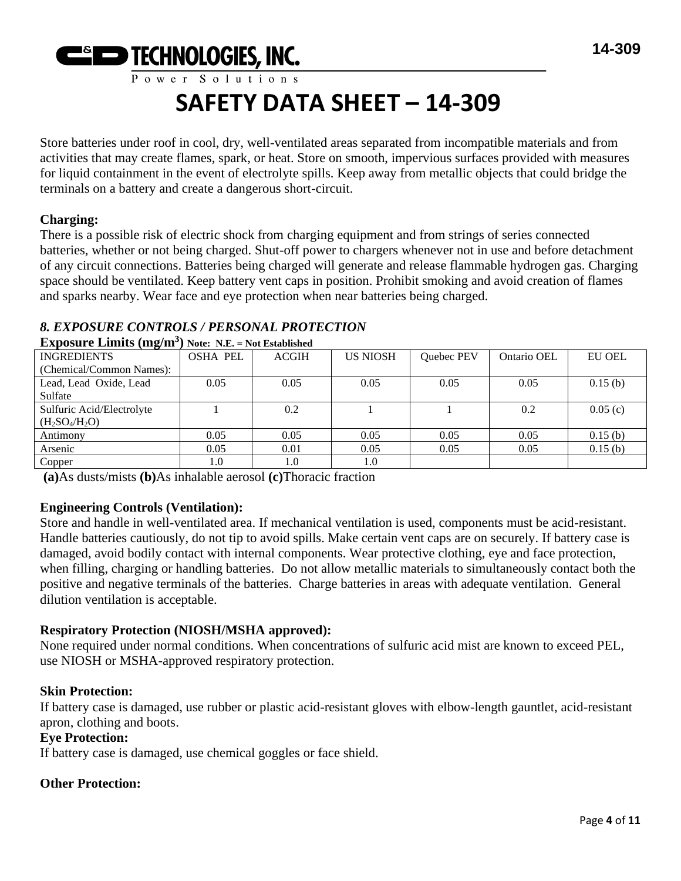Store batteries under roof in cool, dry, well-ventilated areas separated from incompatible materials and from activities that may create flames, spark, or heat. Store on smooth, impervious surfaces provided with measures for liquid containment in the event of electrolyte spills. Keep away from metallic objects that could bridge the terminals on a battery and create a dangerous short-circuit.

**Charging:**
There is a possible risk of electric shock from charging equipment and from strings of series connected batteries, whether or not being charged. Shut-off power to chargers whenever not in use and before detachment of any circuit connections. Batteries being charged will generate and release flammable hydrogen gas. Charging space should be ventilated. Keep battery vent caps in position. Prohibit smoking and avoid creation of flames and sparks nearby. Wear face and eye protection when near batteries being charged.

### *8. EXPOSURE CONTROLS / PERSONAL PROTECTION*

**Exposure Limits ($mg/m^3$)** **Note: N.E. = Not Established**

| INGREDIENTS (Chemical/Common Names): | OSHA PEL | ACGIH | US NIOSH | Quebec PEV | Ontario OEL | EU OEL |
|---|---|---|---|---|---|---|
| Lead, Lead Oxide, Lead Sulfate | 0.05 | 0.05 | 0.05 | 0.05 | 0.05 | 0.15 (b) |
| Sulfuric Acid/Electrolyte ($H_2SO_4$/$H_2O$) | 1 | 0.2 | 1 | 1 | 0.2 | 0.05 (c) |
| Antimony | 0.05 | 0.05 | 0.05 | 0.05 | 0.05 | 0.15 (b) |
| Arsenic | 0.05 | 0.01 | 0.05 | 0.05 | 0.05 | 0.15 (b) |
| Copper | 1.0 | 1.0 | 1.0 | | | |

**(a)**As dusts/mists **(b)**As inhalable aerosol **(c)**Thoracic fraction

**Engineering Controls (Ventilation):**
Store and handle in well-ventilated area. If mechanical ventilation is used, components must be acid-resistant. Handle batteries cautiously, do not tip to avoid spills. Make certain vent caps are on securely. If battery case is damaged, avoid bodily contact with internal components. Wear protective clothing, eye and face protection, when filling, charging or handling batteries. Do not allow metallic materials to simultaneously contact both the positive and negative terminals of the batteries. Charge batteries in areas with adequate ventilation. General dilution ventilation is acceptable.

**Respiratory Protection (NIOSH/MSHA approved):**
None required under normal conditions. When concentrations of sulfuric acid mist are known to exceed PEL, use NIOSH or MSHA-approved respiratory protection.

**Skin Protection:**
If battery case is damaged, use rubber or plastic acid-resistant gloves with elbow-length gauntlet, acid-resistant apron, clothing and boots.

**Eye Protection:**
If battery case is damaged, use chemical goggles or face shield.

**Other Protection:**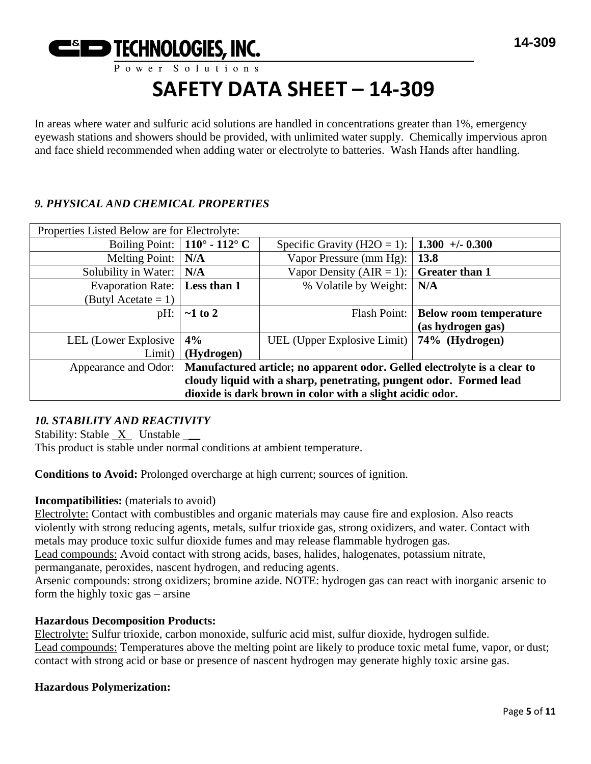In areas where water and sulfuric acid solutions are handled in concentrations greater than 1%, emergency eyewash stations and showers should be provided, with unlimited water supply. Chemically impervious apron and face shield recommended when adding water or electrolyte to batteries. Wash Hands after handling.

### *9. PHYSICAL AND CHEMICAL PROPERTIES*

| Properties Listed Below are for Electrolyte: | | | |
|---|---|---|---|
| Boiling Point: | **110° - 112° C** | Specific Gravity ($H2O$ = 1): | **1.300 +/- 0.300** |
| Melting Point: | **N/A** | Vapor Pressure (mm Hg): | **13.8** |
| Solubility in Water: | **N/A** | Vapor Density (AIR = 1): | **Greater than 1** |
| Evaporation Rate: (Butyl Acetate = 1) | **Less than 1** | % Volatile by Weight: | **N/A** |
| pH: | **~1 to 2** | Flash Point: | **Below room temperature (as hydrogen gas)** |
| LEL (Lower Explosive Limit) | **4% (Hydrogen)** | UEL (Upper Explosive Limit) | **74% (Hydrogen)** |
| Appearance and Odor: | **Manufactured article; no apparent odor. Gelled electrolyte is a clear to cloudy liquid with a sharp, penetrating, pungent odor. Formed lead dioxide is dark brown in color with a slight acidic odor.** | | |

### *10. STABILITY AND REACTIVITY*

Stability: Stable _X_ Unstable __

This product is stable under normal conditions at ambient temperature.

**Conditions to Avoid:** Prolonged overcharge at high current; sources of ignition.

**Incompatibilities:** (materials to avoid)

Electrolyte: Contact with combustibles and organic materials may cause fire and explosion. Also reacts violently with strong reducing agents, metals, sulfur trioxide gas, strong oxidizers, and water. Contact with metals may produce toxic sulfur dioxide fumes and may release flammable hydrogen gas.

Lead compounds: Avoid contact with strong acids, bases, halides, halogenates, potassium nitrate, permanganate, peroxides, nascent hydrogen, and reducing agents.

Arsenic compounds: strong oxidizers; bromine azide. NOTE: hydrogen gas can react with inorganic arsenic to form the highly toxic gas – arsine

**Hazardous Decomposition Products:**

Electrolyte: Sulfur trioxide, carbon monoxide, sulfuric acid mist, sulfur dioxide, hydrogen sulfide.

Lead compounds: Temperatures above the melting point are likely to produce toxic metal fume, vapor, or dust; contact with strong acid or base or presence of nascent hydrogen may generate highly toxic arsine gas.

**Hazardous Polymerization:**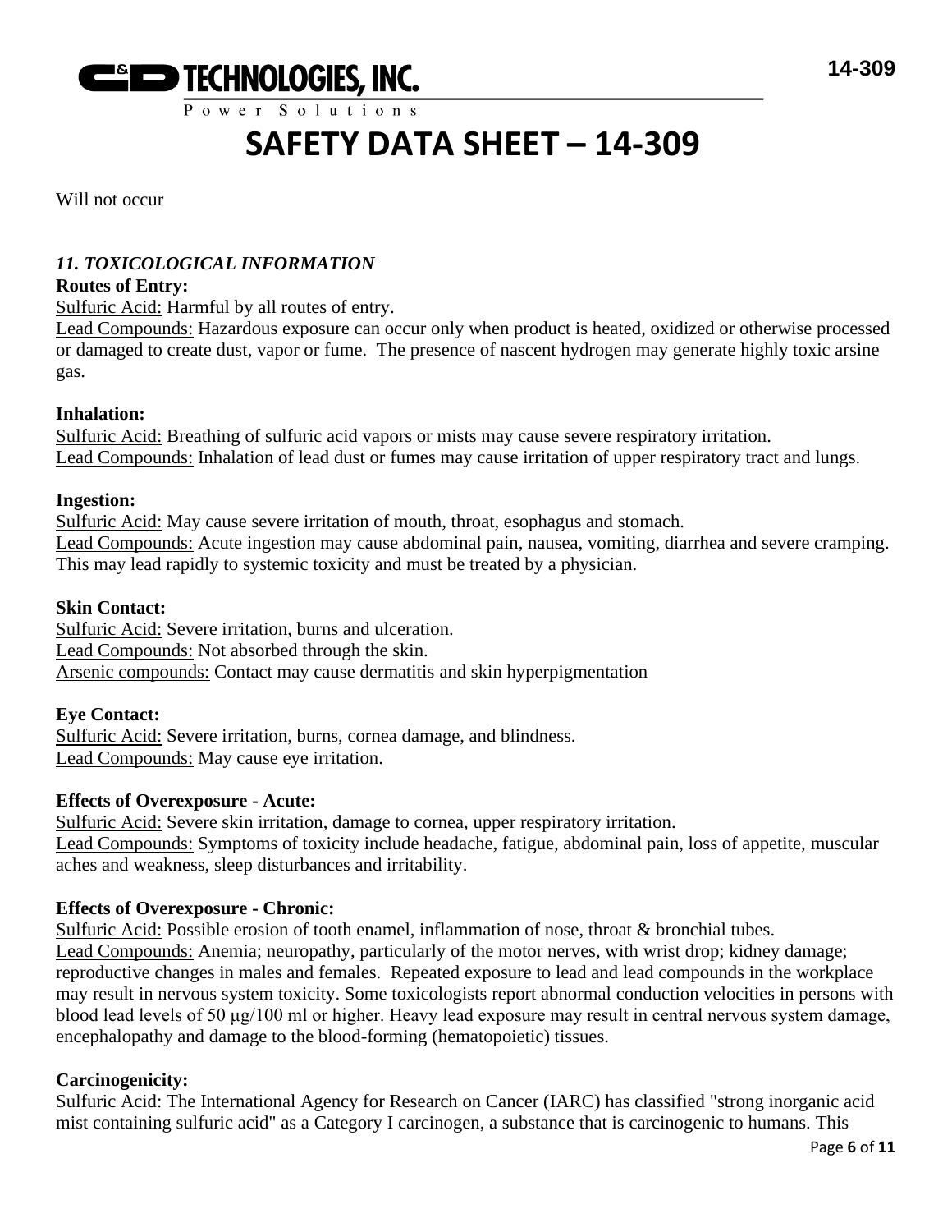Will not occur

### *11. TOXICOLOGICAL INFORMATION*

**Routes of Entry:**

Sulfuric Acid: Harmful by all routes of entry.
Lead Compounds: Hazardous exposure can occur only when product is heated, oxidized or otherwise processed or damaged to create dust, vapor or fume. The presence of nascent hydrogen may generate highly toxic arsine gas.

**Inhalation:**

Sulfuric Acid: Breathing of sulfuric acid vapors or mists may cause severe respiratory irritation.
Lead Compounds: Inhalation of lead dust or fumes may cause irritation of upper respiratory tract and lungs.

**Ingestion:**

Sulfuric Acid: May cause severe irritation of mouth, throat, esophagus and stomach.
Lead Compounds: Acute ingestion may cause abdominal pain, nausea, vomiting, diarrhea and severe cramping. This may lead rapidly to systemic toxicity and must be treated by a physician.

**Skin Contact:**

Sulfuric Acid: Severe irritation, burns and ulceration.
Lead Compounds: Not absorbed through the skin.
Arsenic compounds: Contact may cause dermatitis and skin hyperpigmentation

**Eye Contact:**

Sulfuric Acid: Severe irritation, burns, cornea damage, and blindness.
Lead Compounds: May cause eye irritation.

**Effects of Overexposure - Acute:**

Sulfuric Acid: Severe skin irritation, damage to cornea, upper respiratory irritation.
Lead Compounds: Symptoms of toxicity include headache, fatigue, abdominal pain, loss of appetite, muscular aches and weakness, sleep disturbances and irritability.

**Effects of Overexposure - Chronic:**

Sulfuric Acid: Possible erosion of tooth enamel, inflammation of nose, throat & bronchial tubes.
Lead Compounds: Anemia; neuropathy, particularly of the motor nerves, with wrist drop; kidney damage; reproductive changes in males and females. Repeated exposure to lead and lead compounds in the workplace may result in nervous system toxicity. Some toxicologists report abnormal conduction velocities in persons with blood lead levels of 50 μg/100 ml or higher. Heavy lead exposure may result in central nervous system damage, encephalopathy and damage to the blood-forming (hematopoietic) tissues.

**Carcinogenicity:**

Sulfuric Acid: The International Agency for Research on Cancer (IARC) has classified "strong inorganic acid mist containing sulfuric acid" as a Category I carcinogen, a substance that is carcinogenic to humans. This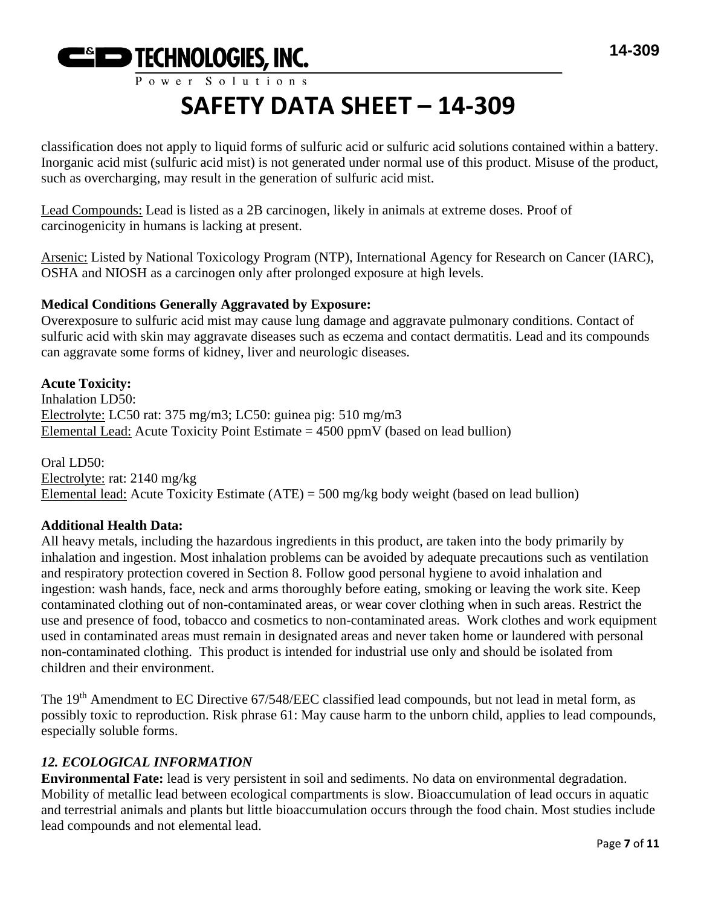classification does not apply to liquid forms of sulfuric acid or sulfuric acid solutions contained within a battery. Inorganic acid mist (sulfuric acid mist) is not generated under normal use of this product. Misuse of the product, such as overcharging, may result in the generation of sulfuric acid mist.

Lead Compounds: Lead is listed as a 2B carcinogen, likely in animals at extreme doses. Proof of carcinogenicity in humans is lacking at present.

Arsenic: Listed by National Toxicology Program (NTP), International Agency for Research on Cancer (IARC), OSHA and NIOSH as a carcinogen only after prolonged exposure at high levels.

**Medical Conditions Generally Aggravated by Exposure:**
Overexposure to sulfuric acid mist may cause lung damage and aggravate pulmonary conditions. Contact of sulfuric acid with skin may aggravate diseases such as eczema and contact dermatitis. Lead and its compounds can aggravate some forms of kidney, liver and neurologic diseases.

**Acute Toxicity:**
Inhalation LD50:
Electrolyte: LC50 rat: 375 mg/m3; LC50: guinea pig: 510 mg/m3
Elemental Lead: Acute Toxicity Point Estimate = 4500 ppmV (based on lead bullion)

Oral LD50:
Electrolyte: rat: 2140 mg/kg
Elemental lead: Acute Toxicity Estimate (ATE) = 500 mg/kg body weight (based on lead bullion)

**Additional Health Data:**
All heavy metals, including the hazardous ingredients in this product, are taken into the body primarily by inhalation and ingestion. Most inhalation problems can be avoided by adequate precautions such as ventilation and respiratory protection covered in Section 8. Follow good personal hygiene to avoid inhalation and ingestion: wash hands, face, neck and arms thoroughly before eating, smoking or leaving the work site. Keep contaminated clothing out of non-contaminated areas, or wear cover clothing when in such areas. Restrict the use and presence of food, tobacco and cosmetics to non-contaminated areas. Work clothes and work equipment used in contaminated areas must remain in designated areas and never taken home or laundered with personal non-contaminated clothing. This product is intended for industrial use only and should be isolated from children and their environment.

The 19th Amendment to EC Directive 67/548/EEC classified lead compounds, but not lead in metal form, as possibly toxic to reproduction. Risk phrase 61: May cause harm to the unborn child, applies to lead compounds, especially soluble forms.

## *12. ECOLOGICAL INFORMATION*

**Environmental Fate:** lead is very persistent in soil and sediments. No data on environmental degradation. Mobility of metallic lead between ecological compartments is slow. Bioaccumulation of lead occurs in aquatic and terrestrial animals and plants but little bioaccumulation occurs through the food chain. Most studies include lead compounds and not elemental lead.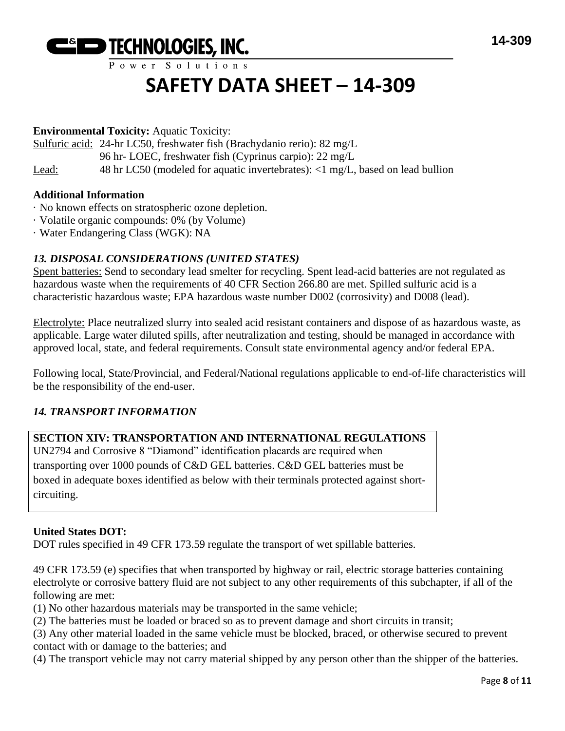**Environmental Toxicity:** Aquatic Toxicity:

Sulfuric acid: 24-hr LC50, freshwater fish (Brachydanio rerio): 82 mg/L
96 hr- LOEC, freshwater fish (Cyprinus carpio): 22 mg/L

Lead: 48 hr LC50 (modeled for aquatic invertebrates): <1 mg/L, based on lead bullion

**Additional Information**

· No known effects on stratospheric ozone depletion.
· Volatile organic compounds: 0% (by Volume)
· Water Endangering Class (WGK): NA

### *13. DISPOSAL CONSIDERATIONS (UNITED STATES)*

Spent batteries: Send to secondary lead smelter for recycling. Spent lead-acid batteries are not regulated as hazardous waste when the requirements of 40 CFR Section 266.80 are met. Spilled sulfuric acid is a characteristic hazardous waste; EPA hazardous waste number D002 (corrosivity) and D008 (lead).

Electrolyte: Place neutralized slurry into sealed acid resistant containers and dispose of as hazardous waste, as applicable. Large water diluted spills, after neutralization and testing, should be managed in accordance with approved local, state, and federal requirements. Consult state environmental agency and/or federal EPA.

Following local, State/Provincial, and Federal/National regulations applicable to end-of-life characteristics will be the responsibility of the end-user.

### *14. TRANSPORT INFORMATION*

**SECTION XIV: TRANSPORTATION AND INTERNATIONAL REGULATIONS**
UN2794 and Corrosive 8 "Diamond" identification placards are required when transporting over 1000 pounds of C&D GEL batteries. C&D GEL batteries must be boxed in adequate boxes identified as below with their terminals protected against short-circuiting.

**United States DOT:**

DOT rules specified in 49 CFR 173.59 regulate the transport of wet spillable batteries.

49 CFR 173.59 (e) specifies that when transported by highway or rail, electric storage batteries containing electrolyte or corrosive battery fluid are not subject to any other requirements of this subchapter, if all of the following are met:

(1) No other hazardous materials may be transported in the same vehicle;
(2) The batteries must be loaded or braced so as to prevent damage and short circuits in transit;
(3) Any other material loaded in the same vehicle must be blocked, braced, or otherwise secured to prevent contact with or damage to the batteries; and
(4) The transport vehicle may not carry material shipped by any person other than the shipper of the batteries.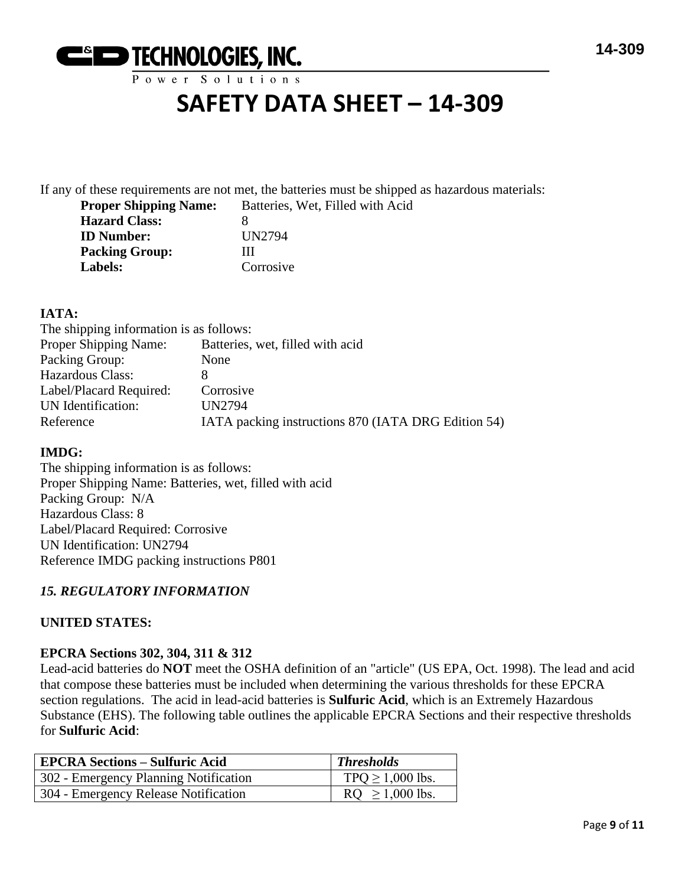If any of these requirements are not met, the batteries must be shipped as hazardous materials:

**Proper Shipping Name:** Batteries, Wet, Filled with Acid
**Hazard Class:** 8
**ID Number:** UN2794
**Packing Group:** III
**Labels:** Corrosive

**IATA:**

The shipping information is as follows:

Proper Shipping Name: Batteries, wet, filled with acid
Packing Group: None
Hazardous Class: 8
Label/Placard Required: Corrosive
UN Identification: UN2794
Reference IATA packing instructions 870 (IATA DRG Edition 54)

**IMDG:**

The shipping information is as follows:
Proper Shipping Name: Batteries, wet, filled with acid
Packing Group: N/A
Hazardous Class: 8
Label/Placard Required: Corrosive
UN Identification: UN2794
Reference IMDG packing instructions P801

## *15. REGULATORY INFORMATION*

**UNITED STATES:**

**EPCRA Sections 302, 304, 311 & 312**

Lead-acid batteries do **NOT** meet the OSHA definition of an "article" (US EPA, Oct. 1998). The lead and acid that compose these batteries must be included when determining the various thresholds for these EPCRA section regulations. The acid in lead-acid batteries is **Sulfuric Acid**, which is an Extremely Hazardous Substance (EHS). The following table outlines the applicable EPCRA Sections and their respective thresholds for **Sulfuric Acid**:

| **EPCRA Sections – Sulfuric Acid** | ***Thresholds*** |
|---|---|
| 302 - Emergency Planning Notification | TPQ ≥ 1,000 lbs. |
| 304 - Emergency Release Notification | RQ ≥ 1,000 lbs. |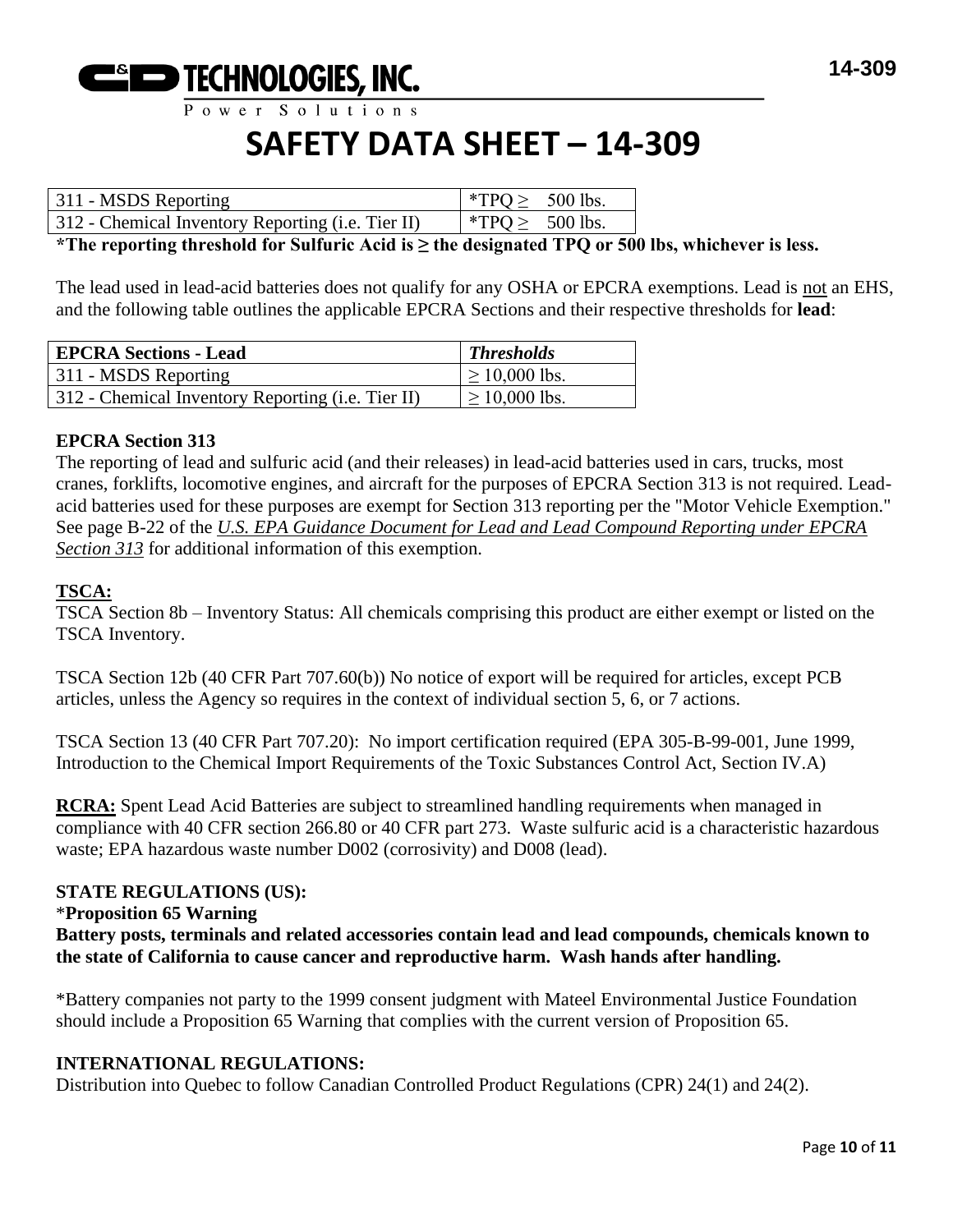| 311 - MSDS Reporting | *TPQ ≥ 500 lbs. |
|---|---|
| 312 - Chemical Inventory Reporting (i.e. Tier II) | *TPQ ≥ 500 lbs. |

**\*The reporting threshold for Sulfuric Acid is ≥ the designated TPQ or 500 lbs, whichever is less.**

The lead used in lead-acid batteries does not qualify for any OSHA or EPCRA exemptions. Lead is not an EHS, and the following table outlines the applicable EPCRA Sections and their respective thresholds for **lead**:

| **EPCRA Sections - Lead** | ***Thresholds*** |
|---|---|
| 311 - MSDS Reporting | ≥ 10,000 lbs. |
| 312 - Chemical Inventory Reporting (i.e. Tier II) | ≥ 10,000 lbs. |

**EPCRA Section 313**

The reporting of lead and sulfuric acid (and their releases) in lead-acid batteries used in cars, trucks, most cranes, forklifts, locomotive engines, and aircraft for the purposes of EPCRA Section 313 is not required. Lead-acid batteries used for these purposes are exempt for Section 313 reporting per the "Motor Vehicle Exemption." See page B-22 of the *U.S. EPA Guidance Document for Lead and Lead Compound Reporting under EPCRA Section 313* for additional information of this exemption.

**TSCA:**

TSCA Section 8b – Inventory Status: All chemicals comprising this product are either exempt or listed on the TSCA Inventory.

TSCA Section 12b (40 CFR Part 707.60(b)) No notice of export will be required for articles, except PCB articles, unless the Agency so requires in the context of individual section 5, 6, or 7 actions.

TSCA Section 13 (40 CFR Part 707.20): No import certification required (EPA 305-B-99-001, June 1999, Introduction to the Chemical Import Requirements of the Toxic Substances Control Act, Section IV.A)

**RCRA:** Spent Lead Acid Batteries are subject to streamlined handling requirements when managed in compliance with 40 CFR section 266.80 or 40 CFR part 273. Waste sulfuric acid is a characteristic hazardous waste; EPA hazardous waste number D002 (corrosivity) and D008 (lead).

**STATE REGULATIONS (US):**

\***Proposition 65 Warning**

**Battery posts, terminals and related accessories contain lead and lead compounds, chemicals known to the state of California to cause cancer and reproductive harm. Wash hands after handling.**

\*Battery companies not party to the 1999 consent judgment with Mateel Environmental Justice Foundation should include a Proposition 65 Warning that complies with the current version of Proposition 65.

**INTERNATIONAL REGULATIONS:**

Distribution into Quebec to follow Canadian Controlled Product Regulations (CPR) 24(1) and 24(2).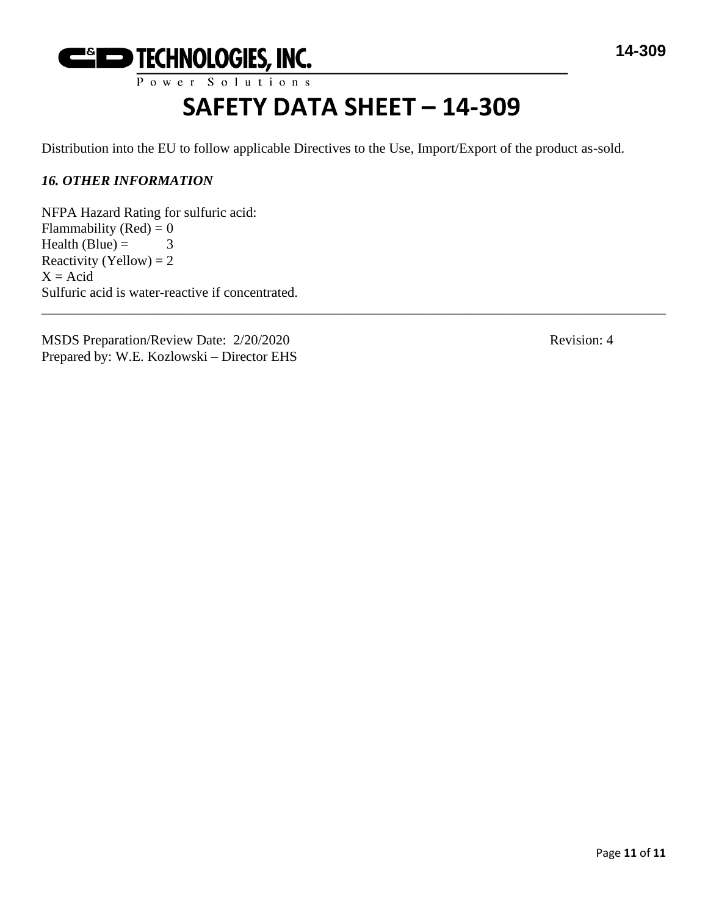# SAFETY DATA SHEET – 14-309

Distribution into the EU to follow applicable Directives to the Use, Import/Export of the product as-sold.

### *16. OTHER INFORMATION*

NFPA Hazard Rating for sulfuric acid:
Flammability (Red) = 0
Health (Blue) = 3
Reactivity (Yellow) = 2
X = Acid
Sulfuric acid is water-reactive if concentrated.

---

MSDS Preparation/Review Date: 2/20/2020 Revision: 4
Prepared by: W.E. Kozlowski – Director EHS